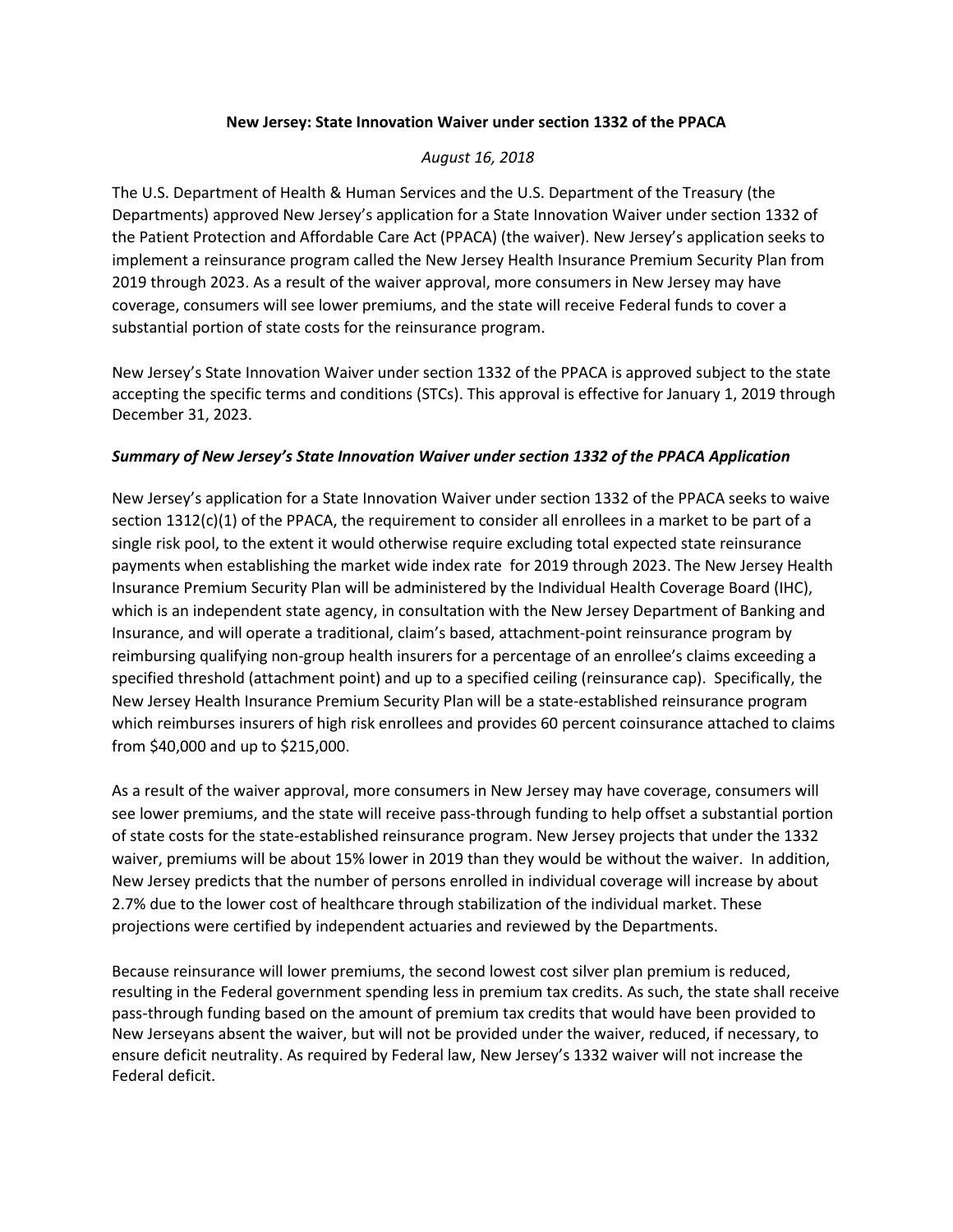**New Jersey: State Innovation Waiver under section 1332 of the PPACA**

*August 16, 2018*

The U.S. Department of Health & Human Services and the U.S. Department of the Treasury (the Departments) approved New Jersey's application for a State Innovation Waiver under section 1332 of the Patient Protection and Affordable Care Act (PPACA) (the waiver). New Jersey's application seeks to implement a reinsurance program called the New Jersey Health Insurance Premium Security Plan from 2019 through 2023. As a result of the waiver approval, more consumers in New Jersey may have coverage, consumers will see lower premiums, and the state will receive Federal funds to cover a substantial portion of state costs for the reinsurance program.

New Jersey's State Innovation Waiver under section 1332 of the PPACA is approved subject to the state accepting the specific terms and conditions (STCs). This approval is effective for January 1, 2019 through December 31, 2023.

***Summary of New Jersey's State Innovation Waiver under section 1332 of the PPACA Application***

New Jersey's application for a State Innovation Waiver under section 1332 of the PPACA seeks to waive section 1312(c)(1) of the PPACA, the requirement to consider all enrollees in a market to be part of a single risk pool, to the extent it would otherwise require excluding total expected state reinsurance payments when establishing the market wide index rate for 2019 through 2023. The New Jersey Health Insurance Premium Security Plan will be administered by the Individual Health Coverage Board (IHC), which is an independent state agency, in consultation with the New Jersey Department of Banking and Insurance, and will operate a traditional, claim's based, attachment-point reinsurance program by reimbursing qualifying non-group health insurers for a percentage of an enrollee's claims exceeding a specified threshold (attachment point) and up to a specified ceiling (reinsurance cap). Specifically, the New Jersey Health Insurance Premium Security Plan will be a state-established reinsurance program which reimburses insurers of high risk enrollees and provides 60 percent coinsurance attached to claims from $40,000 and up to $215,000.

As a result of the waiver approval, more consumers in New Jersey may have coverage, consumers will see lower premiums, and the state will receive pass-through funding to help offset a substantial portion of state costs for the state-established reinsurance program. New Jersey projects that under the 1332 waiver, premiums will be about 15% lower in 2019 than they would be without the waiver. In addition, New Jersey predicts that the number of persons enrolled in individual coverage will increase by about 2.7% due to the lower cost of healthcare through stabilization of the individual market. These projections were certified by independent actuaries and reviewed by the Departments.

Because reinsurance will lower premiums, the second lowest cost silver plan premium is reduced, resulting in the Federal government spending less in premium tax credits. As such, the state shall receive pass-through funding based on the amount of premium tax credits that would have been provided to New Jerseyans absent the waiver, but will not be provided under the waiver, reduced, if necessary, to ensure deficit neutrality. As required by Federal law, New Jersey's 1332 waiver will not increase the Federal deficit.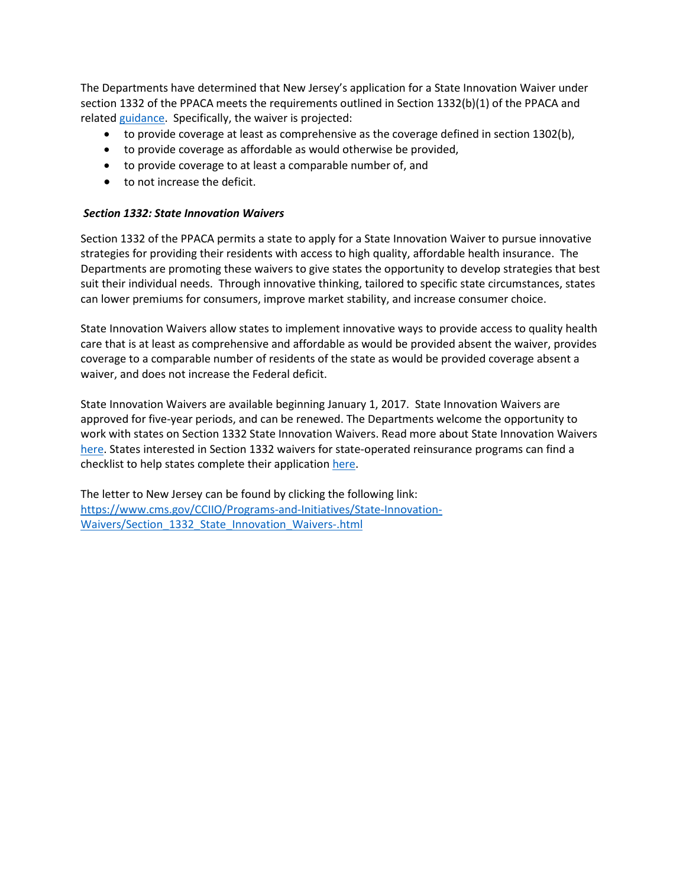The Departments have determined that New Jersey's application for a State Innovation Waiver under section 1332 of the PPACA meets the requirements outlined in Section 1332(b)(1) of the PPACA and related guidance. Specifically, the waiver is projected:

- to provide coverage at least as comprehensive as the coverage defined in section 1302(b),
- to provide coverage as affordable as would otherwise be provided,
- to provide coverage to at least a comparable number of, and
- to not increase the deficit.

***Section 1332: State Innovation Waivers***

Section 1332 of the PPACA permits a state to apply for a State Innovation Waiver to pursue innovative strategies for providing their residents with access to high quality, affordable health insurance. The Departments are promoting these waivers to give states the opportunity to develop strategies that best suit their individual needs. Through innovative thinking, tailored to specific state circumstances, states can lower premiums for consumers, improve market stability, and increase consumer choice.

State Innovation Waivers allow states to implement innovative ways to provide access to quality health care that is at least as comprehensive and affordable as would be provided absent the waiver, provides coverage to a comparable number of residents of the state as would be provided coverage absent a waiver, and does not increase the Federal deficit.

State Innovation Waivers are available beginning January 1, 2017. State Innovation Waivers are approved for five-year periods, and can be renewed. The Departments welcome the opportunity to work with states on Section 1332 State Innovation Waivers. Read more about State Innovation Waivers here. States interested in Section 1332 waivers for state-operated reinsurance programs can find a checklist to help states complete their application here.

The letter to New Jersey can be found by clicking the following link:
https://www.cms.gov/CCIIO/Programs-and-Initiatives/State-Innovation-Waivers/Section_1332_State_Innovation_Waivers-.html